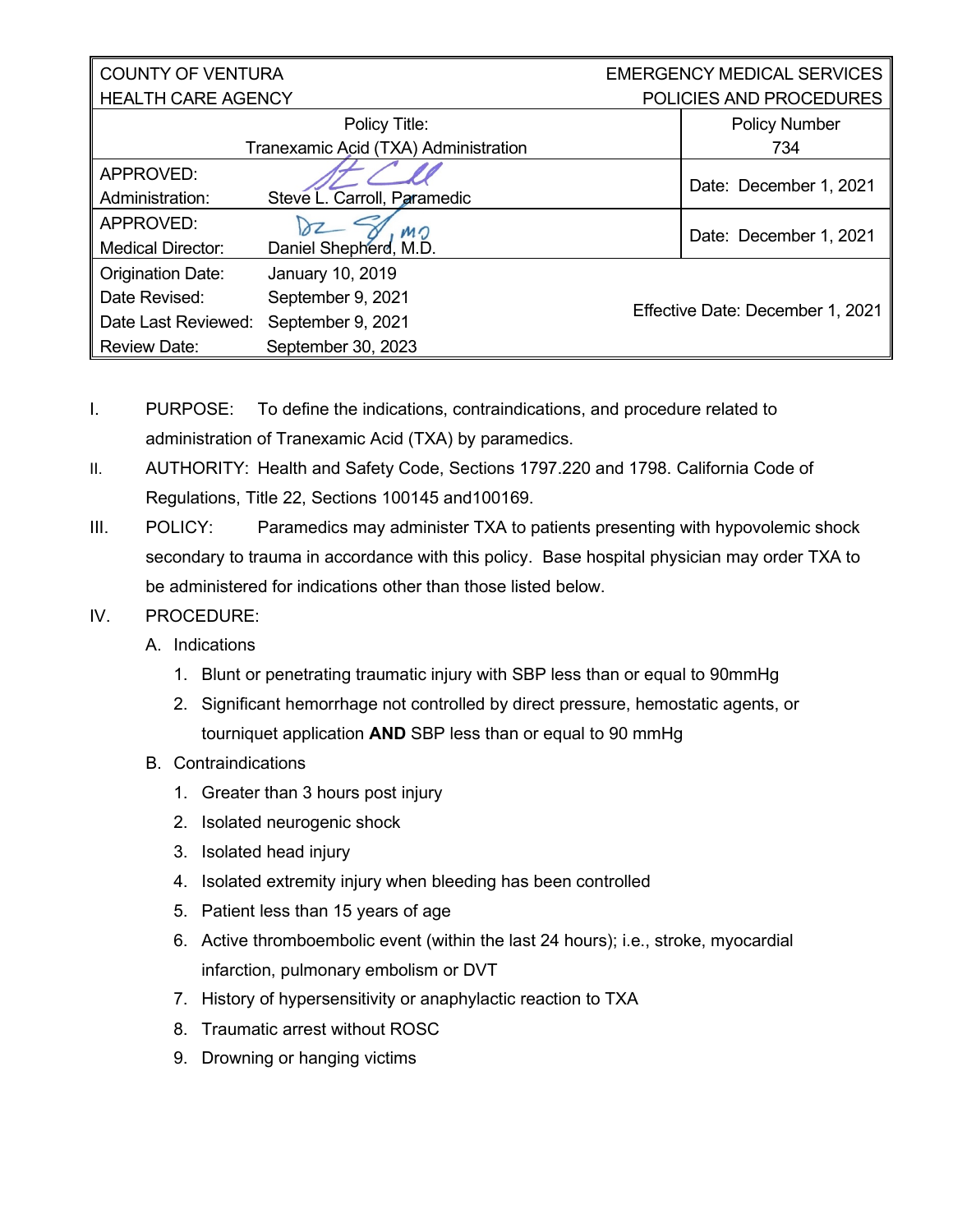| COUNTY OF VENTURA<br>HEALTH CARE AGENCY | | EMERGENCY MEDICAL SERVICES<br>POLICIES AND PROCEDURES |
|---|---|---|
| Policy Title:<br>Tranexamic Acid (TXA) Administration | | Policy Number<br>734 |
| APPROVED:<br>Administration: | Steve L. Carroll, Paramedic | Date: December 1, 2021 |
| APPROVED:<br>Medical Director: | Daniel Shepherd, M.D. | Date: December 1, 2021 |
| Origination Date:<br>Date Revised:<br>Date Last Reviewed:<br>Review Date: | January 10, 2019<br>September 9, 2021<br>September 9, 2021<br>September 30, 2023 | Effective Date: December 1, 2021 |

I. PURPOSE: To define the indications, contraindications, and procedure related to administration of Tranexamic Acid (TXA) by paramedics.

II. AUTHORITY: Health and Safety Code, Sections 1797.220 and 1798. California Code of Regulations, Title 22, Sections 100145 and100169.

III. POLICY: Paramedics may administer TXA to patients presenting with hypovolemic shock secondary to trauma in accordance with this policy. Base hospital physician may order TXA to be administered for indications other than those listed below.

IV. PROCEDURE:

A. Indications
   1. Blunt or penetrating traumatic injury with SBP less than or equal to 90mmHg
   2. Significant hemorrhage not controlled by direct pressure, hemostatic agents, or tourniquet application **AND** SBP less than or equal to 90 mmHg

B. Contraindications
   1. Greater than 3 hours post injury
   2. Isolated neurogenic shock
   3. Isolated head injury
   4. Isolated extremity injury when bleeding has been controlled
   5. Patient less than 15 years of age
   6. Active thromboembolic event (within the last 24 hours); i.e., stroke, myocardial infarction, pulmonary embolism or DVT
   7. History of hypersensitivity or anaphylactic reaction to TXA
   8. Traumatic arrest without ROSC
   9. Drowning or hanging victims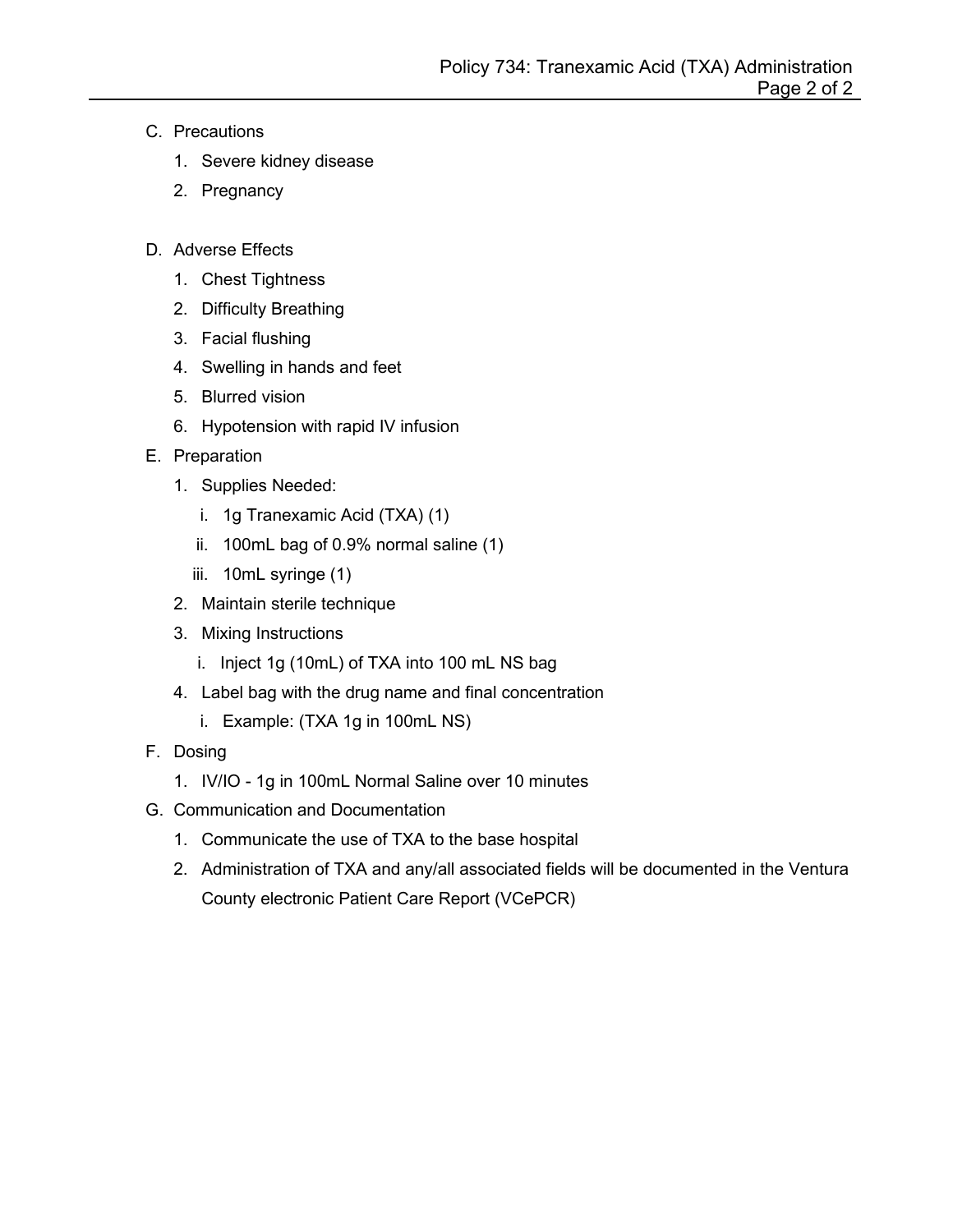C. Precautions
   1. Severe kidney disease
   2. Pregnancy

D. Adverse Effects
   1. Chest Tightness
   2. Difficulty Breathing
   3. Facial flushing
   4. Swelling in hands and feet
   5. Blurred vision
   6. Hypotension with rapid IV infusion

E. Preparation
   1. Supplies Needed:
      i. 1g Tranexamic Acid (TXA) (1)
      ii. 100mL bag of 0.9% normal saline (1)
      iii. 10mL syringe (1)
   2. Maintain sterile technique
   3. Mixing Instructions
      i. Inject 1g (10mL) of TXA into 100 mL NS bag
   4. Label bag with the drug name and final concentration
      i. Example: (TXA 1g in 100mL NS)

F. Dosing
   1. IV/IO - 1g in 100mL Normal Saline over 10 minutes

G. Communication and Documentation
   1. Communicate the use of TXA to the base hospital
   2. Administration of TXA and any/all associated fields will be documented in the Ventura County electronic Patient Care Report (VCePCR)